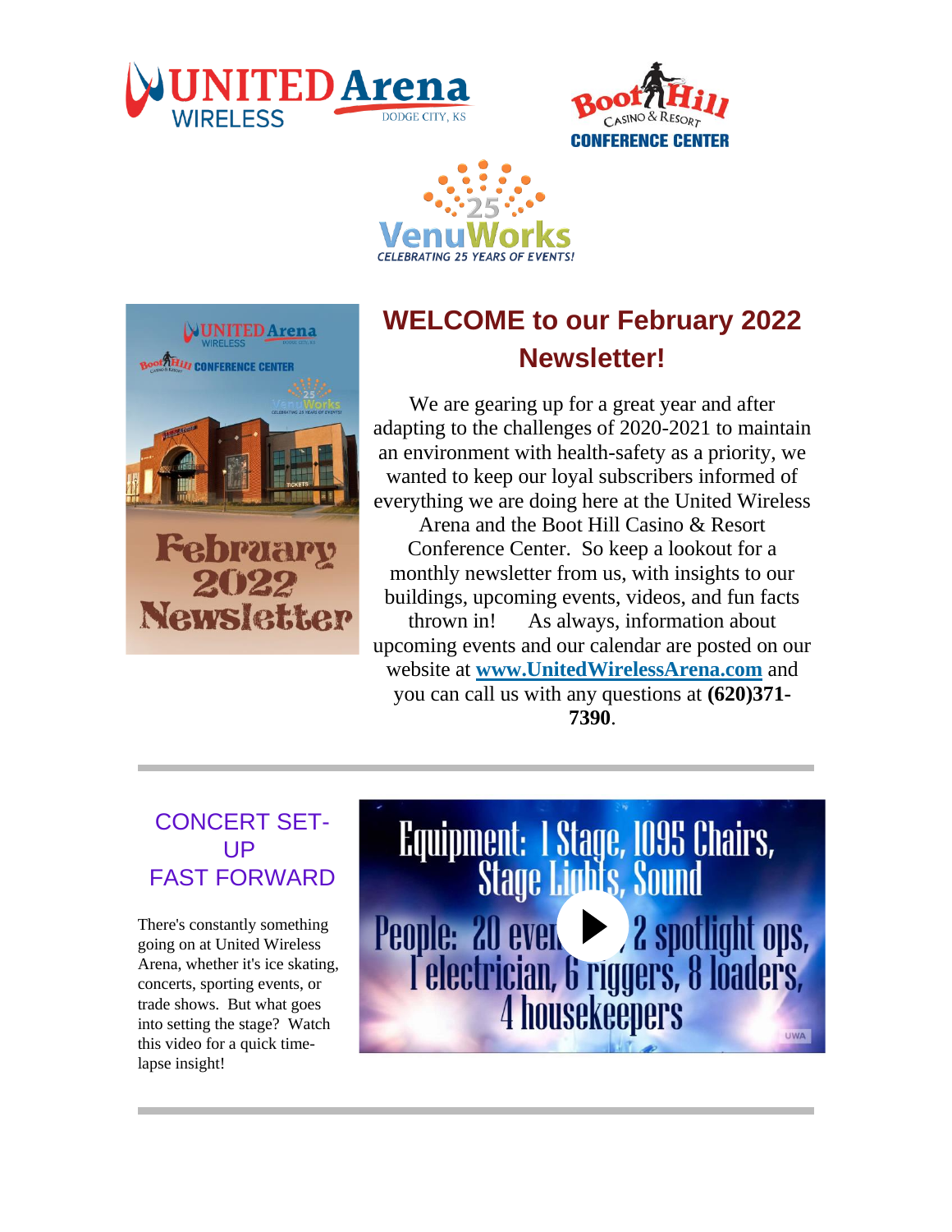# WELCOME to our February 2022 Newsletter!

We are gearing up for a great year and after adapting to the challenges of 2020-2021 to maintain an environment with health-safety as a priority, we wanted to keep our loyal subscribers informed of everything we are doing here at the United Wireless Arena and the Boot Hill Casino & Resort Conference Center. So keep a lookout for a monthly newsletter from us, with insights to our buildings, upcoming events, videos, and fun facts thrown in! As always, information about upcoming events and our calendar are posted on our website at **www.UnitedWirelessArena.com** and you can call us with any questions at **(620)371-7390**.

## CONCERT SET-UP FAST FORWARD

There's constantly something going on at United Wireless Arena, whether it's ice skating, concerts, sporting events, or trade shows. But what goes into setting the stage? Watch this video for a quick time-lapse insight!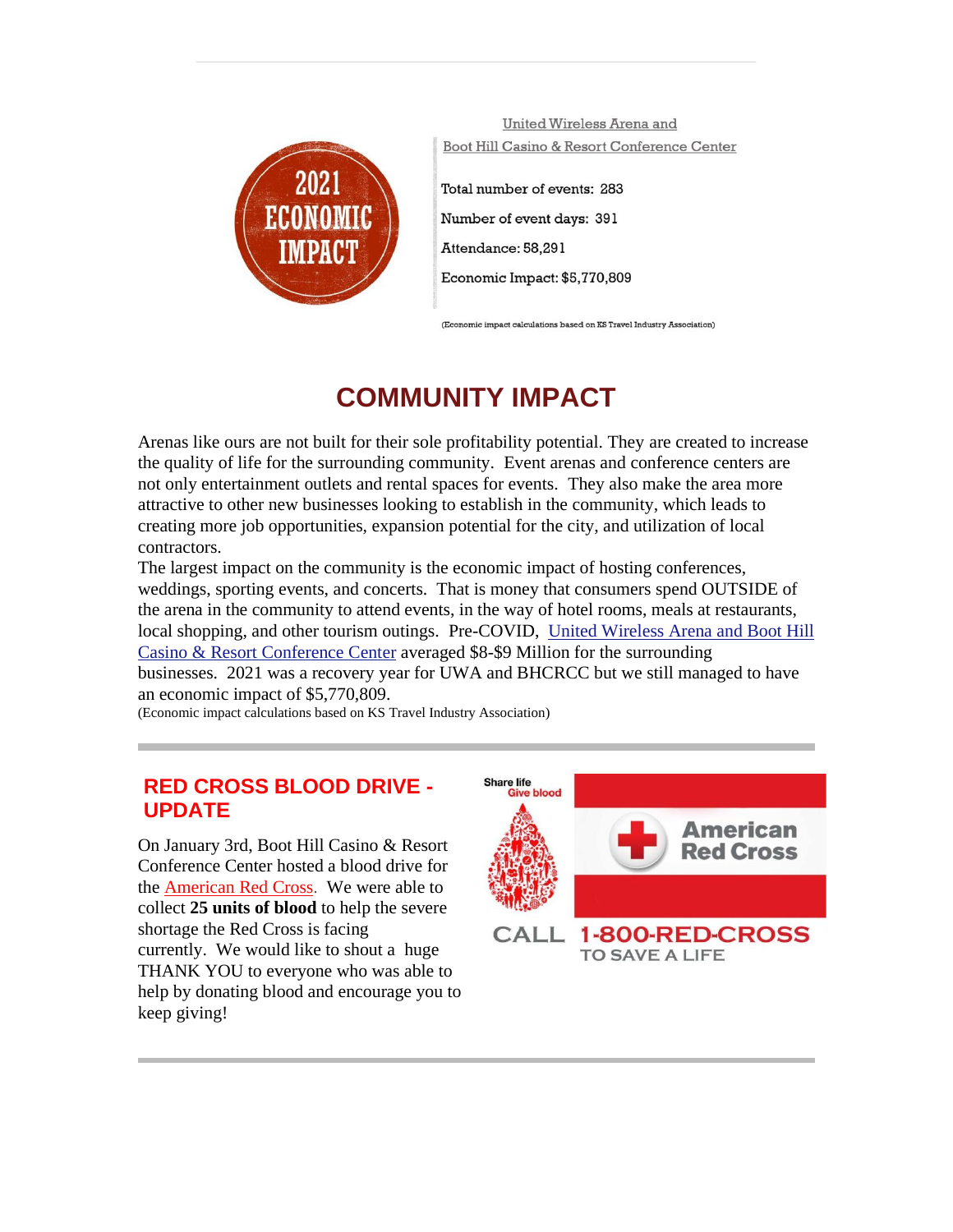2021 ECONOMIC IMPACT

United Wireless Arena and
Boot Hill Casino & Resort Conference Center

Total number of events: 283

Number of event days: 391

Attendance: 58,291

Economic Impact: $5,770,809

(Economic impact calculations based on KS Travel Industry Association)

# COMMUNITY IMPACT

Arenas like ours are not built for their sole profitability potential. They are created to increase the quality of life for the surrounding community. Event arenas and conference centers are not only entertainment outlets and rental spaces for events. They also make the area more attractive to other new businesses looking to establish in the community, which leads to creating more job opportunities, expansion potential for the city, and utilization of local contractors.

The largest impact on the community is the economic impact of hosting conferences, weddings, sporting events, and concerts. That is money that consumers spend OUTSIDE of the arena in the community to attend events, in the way of hotel rooms, meals at restaurants, local shopping, and other tourism outings. Pre-COVID, United Wireless Arena and Boot Hill Casino & Resort Conference Center averaged $8-$9 Million for the surrounding businesses. 2021 was a recovery year for UWA and BHCRCC but we still managed to have an economic impact of $5,770,809.

(Economic impact calculations based on KS Travel Industry Association)

---

## RED CROSS BLOOD DRIVE - UPDATE

On January 3rd, Boot Hill Casino & Resort Conference Center hosted a blood drive for the American Red Cross. We were able to collect **25 units of blood** to help the severe shortage the Red Cross is facing currently. We would like to shout a huge THANK YOU to everyone who was able to help by donating blood and encourage you to keep giving!

Share life
Give blood

American Red Cross

CALL 1-800-RED-CROSS
TO SAVE A LIFE

---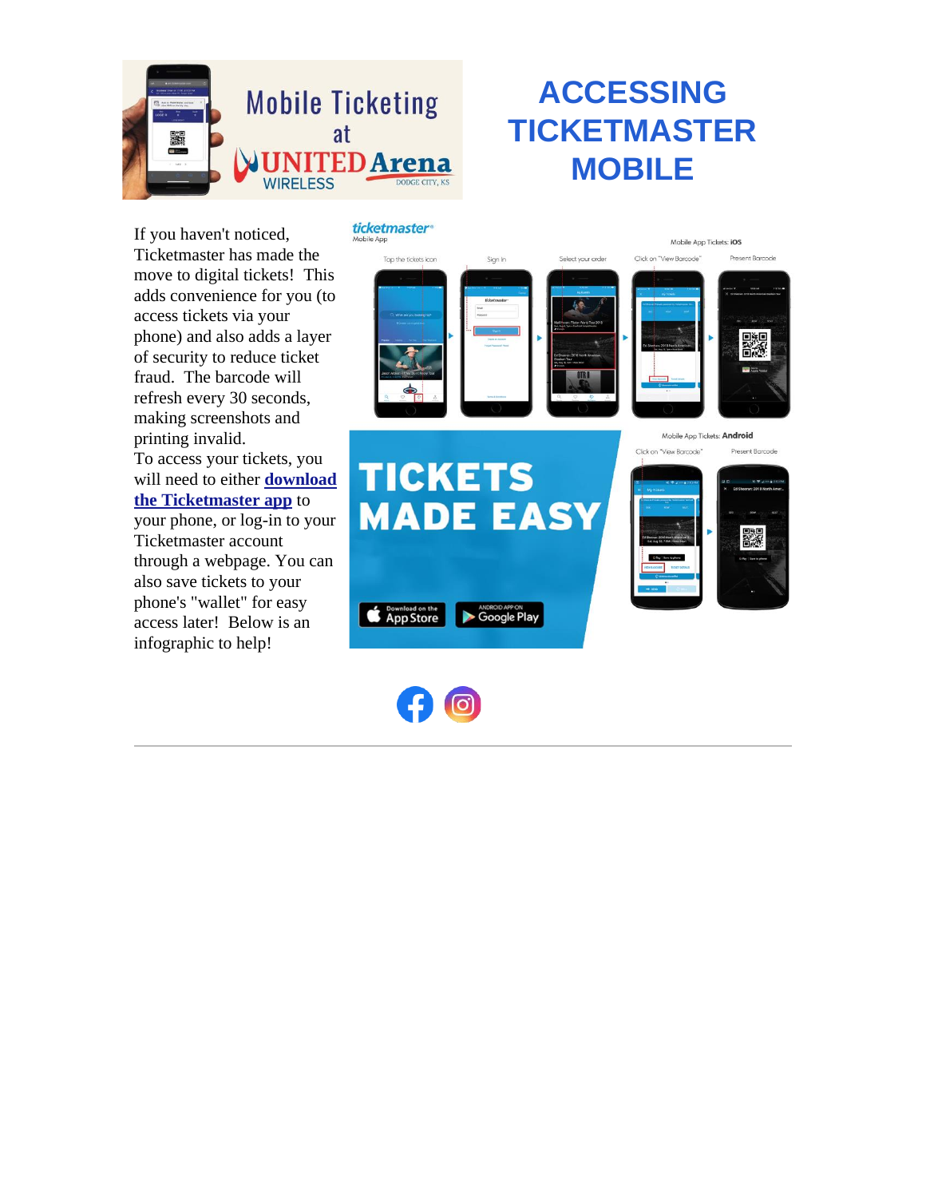# ACCESSING TICKETMASTER MOBILE

If you haven't noticed, Ticketmaster has made the move to digital tickets!  This adds convenience for you (to access tickets via your phone) and also adds a layer of security to reduce ticket fraud.  The barcode will refresh every 30 seconds, making screenshots and printing invalid.

To access your tickets, you will need to either **download the Ticketmaster app** to your phone, or log-in to your Ticketmaster account through a webpage. You can also save tickets to your phone's "wallet" for easy access later!  Below is an infographic to help!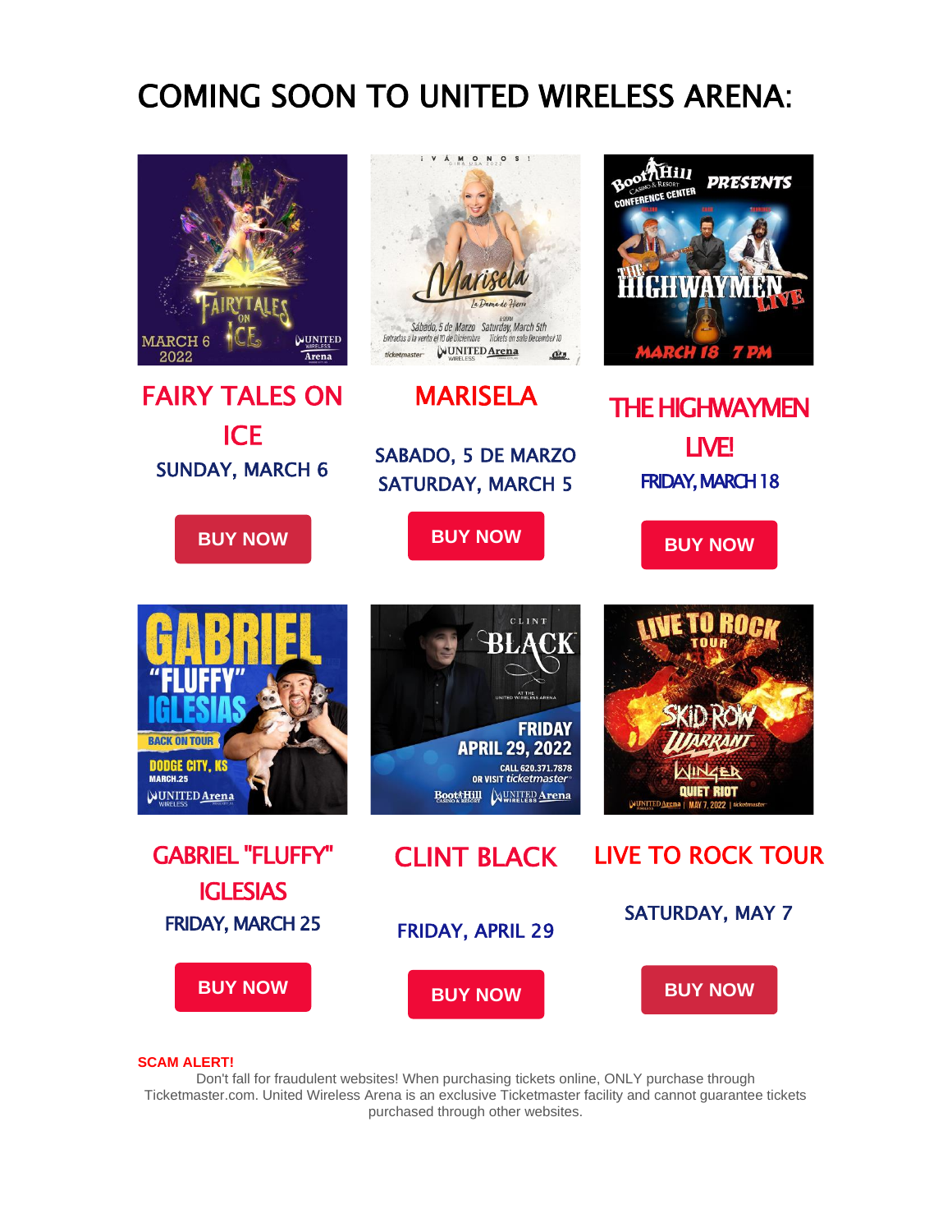# COMING SOON TO UNITED WIRELESS ARENA:

**FAIRY TALES ON ICE**

SUNDAY, MARCH 6

BUY NOW

**MARISELA**

SABADO, 5 DE MARZO
SATURDAY, MARCH 5

BUY NOW

**THE HIGHWAYMEN LIVE!**

FRIDAY, MARCH 18

BUY NOW

**GABRIEL "FLUFFY" IGLESIAS**

FRIDAY, MARCH 25

BUY NOW

**CLINT BLACK**

FRIDAY, APRIL 29

BUY NOW

**LIVE TO ROCK TOUR**

SATURDAY, MAY 7

BUY NOW

**SCAM ALERT!**

Don't fall for fraudulent websites! When purchasing tickets online, ONLY purchase through Ticketmaster.com. United Wireless Arena is an exclusive Ticketmaster facility and cannot guarantee tickets purchased through other websites.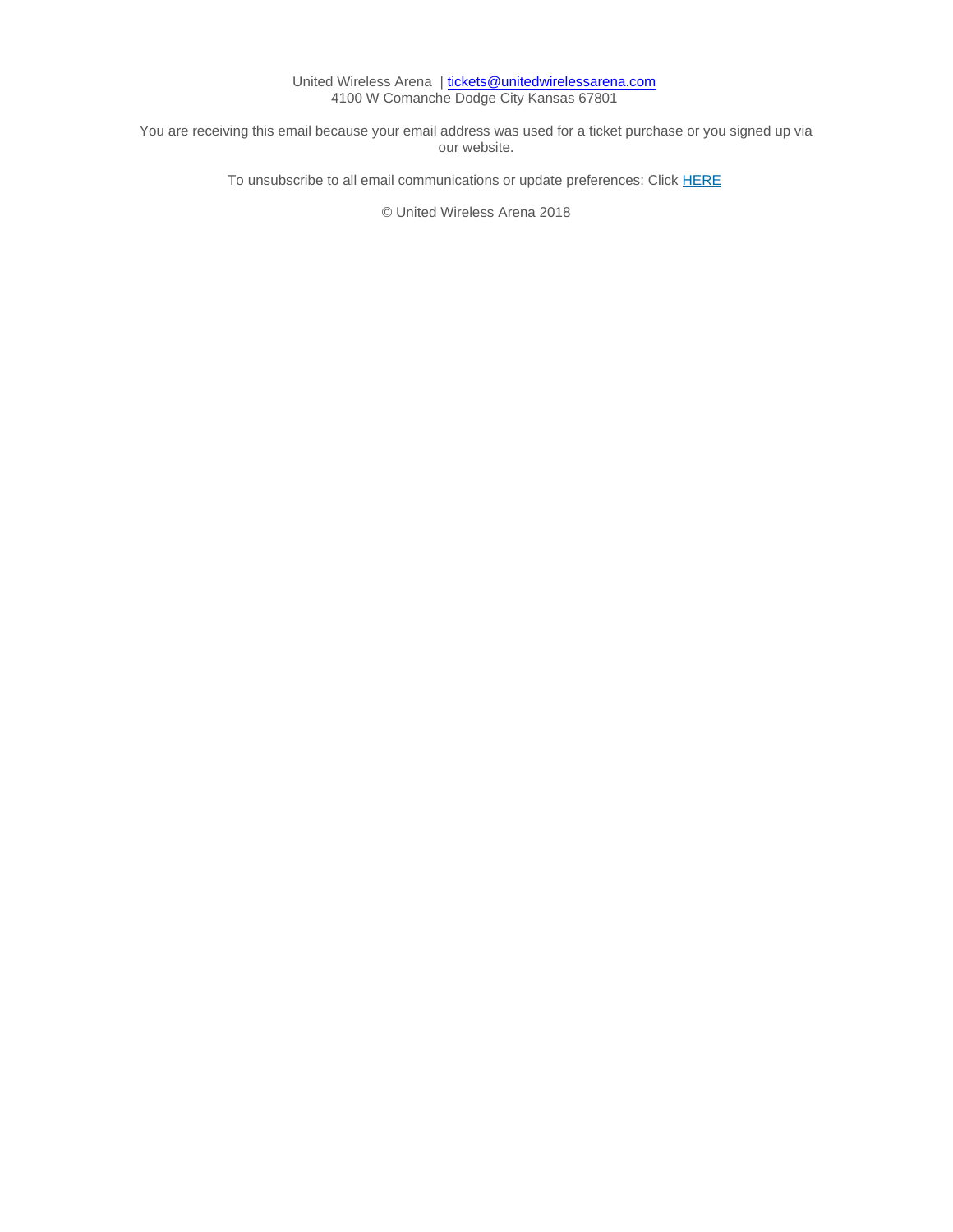United Wireless Arena | tickets@unitedwirelessarena.com
4100 W Comanche Dodge City Kansas 67801

You are receiving this email because your email address was used for a ticket purchase or you signed up via our website.

To unsubscribe to all email communications or update preferences: Click HERE

© United Wireless Arena 2018